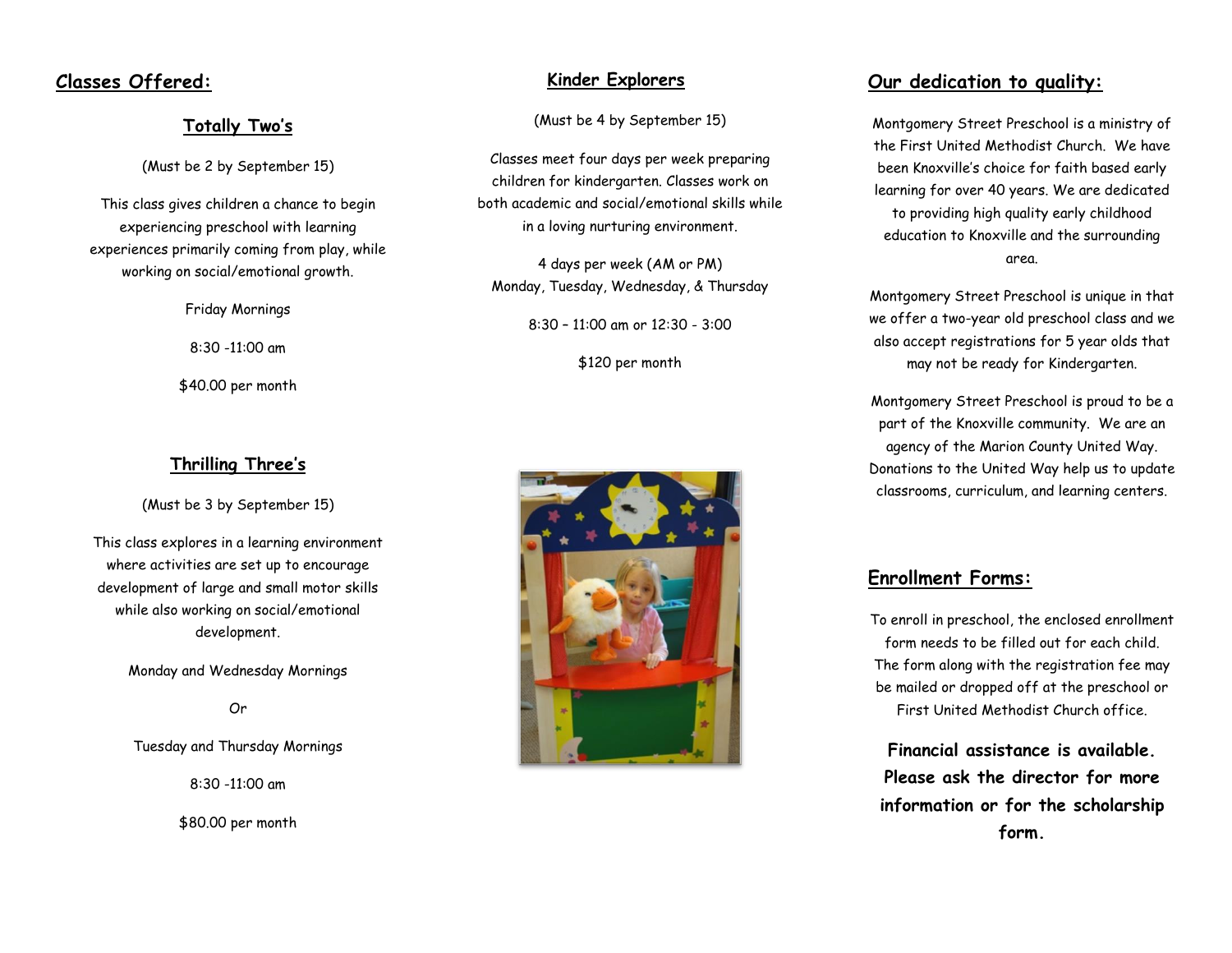## Classes Offered:

### Totally Two's

(Must be 2 by September 15)

This class gives children a chance to begin experiencing preschool with learning experiences primarily coming from play, while working on social/emotional growth.

Friday Mornings

8:30 -11:00 am

$40.00 per month

### Thrilling Three's

(Must be 3 by September 15)

This class explores in a learning environment where activities are set up to encourage development of large and small motor skills while also working on social/emotional development.

Monday and Wednesday Mornings

Or

Tuesday and Thursday Mornings

8:30 -11:00 am

$80.00 per month

### Kinder Explorers

(Must be 4 by September 15)

Classes meet four days per week preparing children for kindergarten. Classes work on both academic and social/emotional skills while in a loving nurturing environment.

4 days per week (AM or PM)
Monday, Tuesday, Wednesday, & Thursday

8:30 – 11:00 am or 12:30 - 3:00

$120 per month

## Our dedication to quality:

Montgomery Street Preschool is a ministry of the First United Methodist Church. We have been Knoxville's choice for faith based early learning for over 40 years. We are dedicated to providing high quality early childhood education to Knoxville and the surrounding area.

Montgomery Street Preschool is unique in that we offer a two-year old preschool class and we also accept registrations for 5 year olds that may not be ready for Kindergarten.

Montgomery Street Preschool is proud to be a part of the Knoxville community. We are an agency of the Marion County United Way. Donations to the United Way help us to update classrooms, curriculum, and learning centers.

## Enrollment Forms:

To enroll in preschool, the enclosed enrollment form needs to be filled out for each child. The form along with the registration fee may be mailed or dropped off at the preschool or First United Methodist Church office.

**Financial assistance is available. Please ask the director for more information or for the scholarship form.**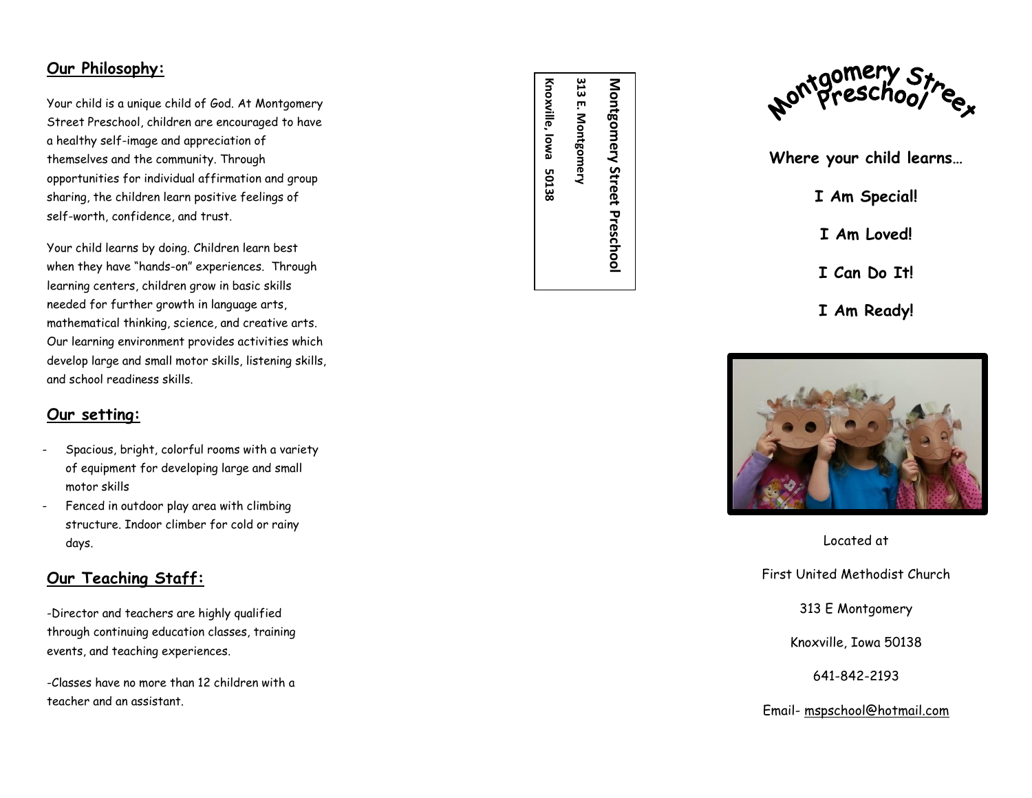## Our Philosophy:

Your child is a unique child of God. At Montgomery Street Preschool, children are encouraged to have a healthy self-image and appreciation of themselves and the community. Through opportunities for individual affirmation and group sharing, the children learn positive feelings of self-worth, confidence, and trust.

Your child learns by doing. Children learn best when they have "hands-on" experiences. Through learning centers, children grow in basic skills needed for further growth in language arts, mathematical thinking, science, and creative arts. Our learning environment provides activities which develop large and small motor skills, listening skills, and school readiness skills.

## Our setting:

- Spacious, bright, colorful rooms with a variety of equipment for developing large and small motor skills
- Fenced in outdoor play area with climbing structure. Indoor climber for cold or rainy days.

## Our Teaching Staff:

-Director and teachers are highly qualified through continuing education classes, training events, and teaching experiences.

-Classes have no more than 12 children with a teacher and an assistant.

**Montgomery Street Preschool**
**313 E. Montgomery**
**Knoxville, Iowa 50138**

# Montgomery Street Preschool

**Where your child learns…**

**I Am Special!**

**I Am Loved!**

**I Can Do It!**

**I Am Ready!**

Located at

First United Methodist Church

313 E Montgomery

Knoxville, Iowa 50138

641-842-2193

Email- mspschool@hotmail.com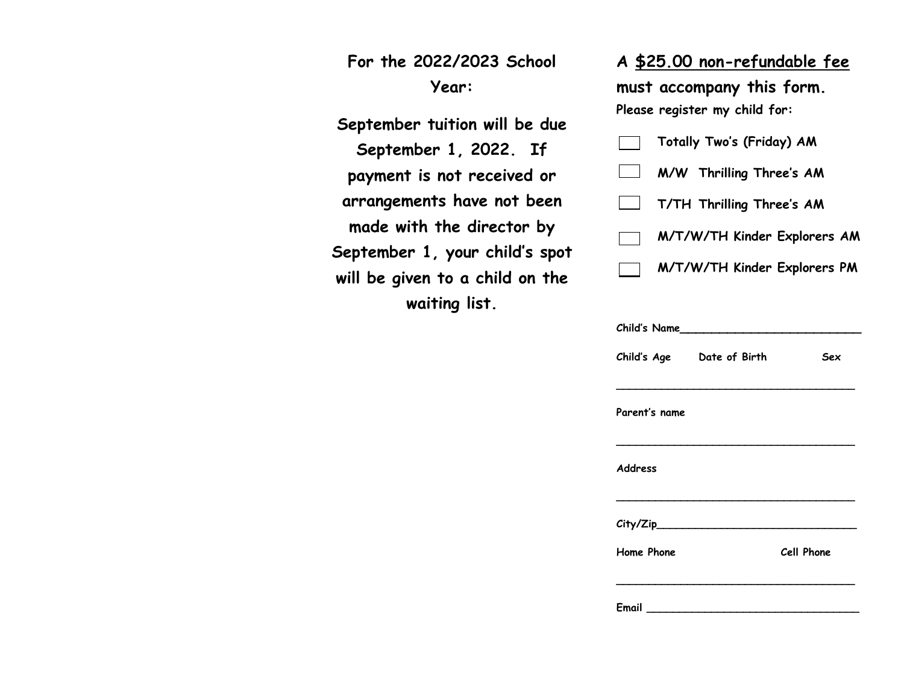**For the 2022/2023 School Year:**

**September tuition will be due September 1, 2022. If payment is not received or arrangements have not been made with the director by September 1, your child's spot will be given to a child on the waiting list.**

**A $25.00 non-refundable fee must accompany this form.**

**Please register my child for:**

- ☐ **Totally Two's (Friday) AM**
- ☐ **M/W Thrilling Three's AM**
- ☐ **T/TH Thrilling Three's AM**
- ☐ **M/T/W/TH Kinder Explorers AM**
- ☐ **M/T/W/TH Kinder Explorers PM**

Child's Name___________________________

Child's Age Date of Birth Sex

_____________________________________

Parent's name

_____________________________________

Address

_____________________________________

City/Zip_______________________________

Home Phone Cell Phone

_____________________________________

Email _________________________________